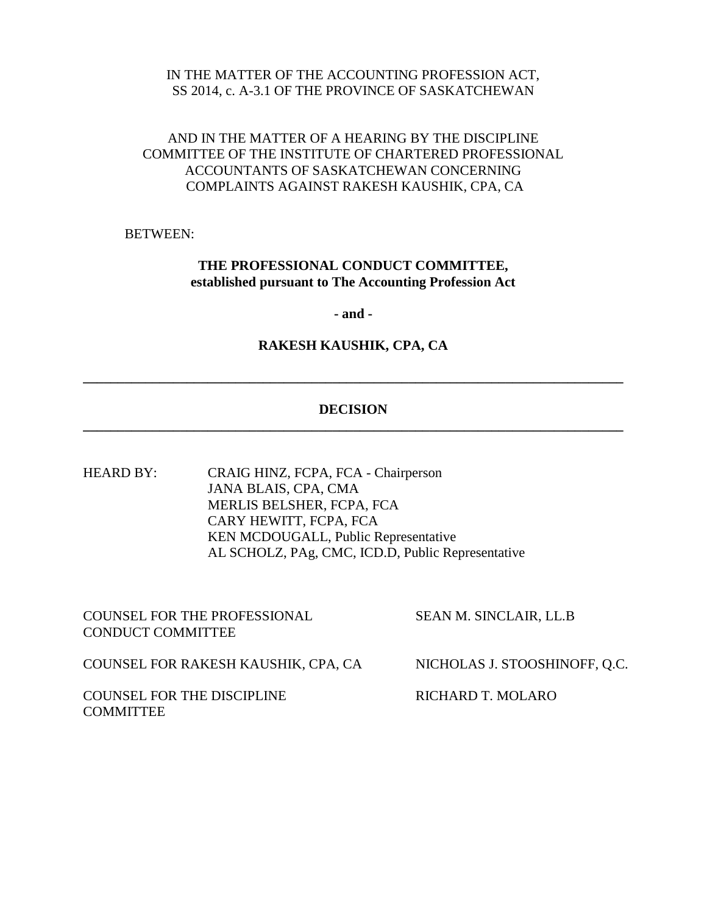IN THE MATTER OF THE ACCOUNTING PROFESSION ACT,
SS 2014, c. A-3.1 OF THE PROVINCE OF SASKATCHEWAN

AND IN THE MATTER OF A HEARING BY THE DISCIPLINE COMMITTEE OF THE INSTITUTE OF CHARTERED PROFESSIONAL ACCOUNTANTS OF SASKATCHEWAN CONCERNING COMPLAINTS AGAINST RAKESH KAUSHIK, CPA, CA

BETWEEN:

**THE PROFESSIONAL CONDUCT COMMITTEE,**
**established pursuant to The Accounting Profession Act**

**- and -**

**RAKESH KAUSHIK, CPA, CA**

---

# DECISION

---

HEARD BY:
CRAIG HINZ, FCPA, FCA - Chairperson
JANA BLAIS, CPA, CMA
MERLIS BELSHER, FCPA, FCA
CARY HEWITT, FCPA, FCA
KEN MCDOUGALL, Public Representative
AL SCHOLZ, PAg, CMC, ICD.D, Public Representative

COUNSEL FOR THE PROFESSIONAL CONDUCT COMMITTEE — SEAN M. SINCLAIR, LL.B

COUNSEL FOR RAKESH KAUSHIK, CPA, CA — NICHOLAS J. STOOSHINOFF, Q.C.

COUNSEL FOR THE DISCIPLINE COMMITTEE — RICHARD T. MOLARO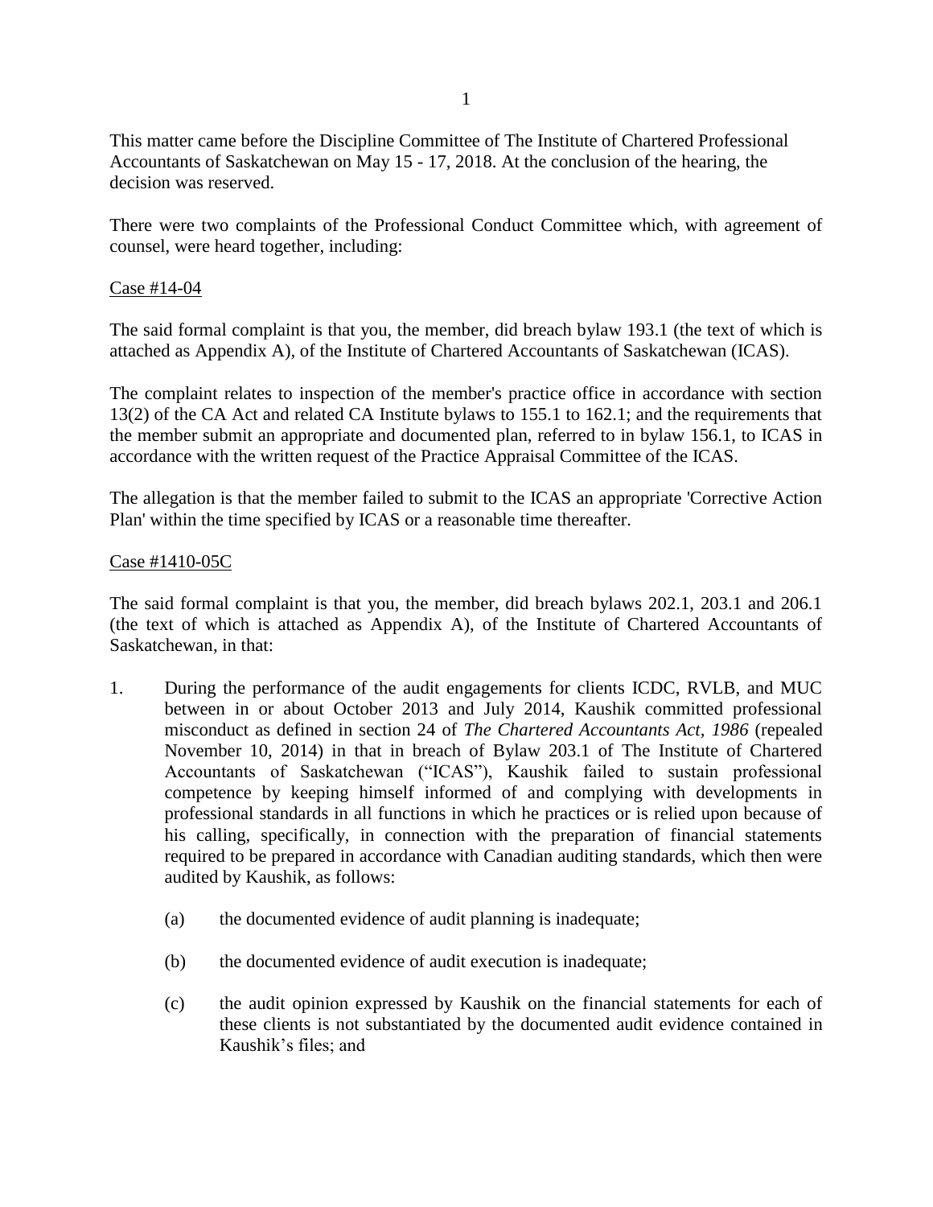This matter came before the Discipline Committee of The Institute of Chartered Professional Accountants of Saskatchewan on May 15 - 17, 2018. At the conclusion of the hearing, the decision was reserved.

There were two complaints of the Professional Conduct Committee which, with agreement of counsel, were heard together, including:

<u>Case #14-04</u>

The said formal complaint is that you, the member, did breach bylaw 193.1 (the text of which is attached as Appendix A), of the Institute of Chartered Accountants of Saskatchewan (ICAS).

The complaint relates to inspection of the member's practice office in accordance with section 13(2) of the CA Act and related CA Institute bylaws to 155.1 to 162.1; and the requirements that the member submit an appropriate and documented plan, referred to in bylaw 156.1, to ICAS in accordance with the written request of the Practice Appraisal Committee of the ICAS.

The allegation is that the member failed to submit to the ICAS an appropriate 'Corrective Action Plan' within the time specified by ICAS or a reasonable time thereafter.

<u>Case #1410-05C</u>

The said formal complaint is that you, the member, did breach bylaws 202.1, 203.1 and 206.1 (the text of which is attached as Appendix A), of the Institute of Chartered Accountants of Saskatchewan, in that:

1. During the performance of the audit engagements for clients ICDC, RVLB, and MUC between in or about October 2013 and July 2014, Kaushik committed professional misconduct as defined in section 24 of *The Chartered Accountants Act, 1986* (repealed November 10, 2014) in that in breach of Bylaw 203.1 of The Institute of Chartered Accountants of Saskatchewan ("ICAS"), Kaushik failed to sustain professional competence by keeping himself informed of and complying with developments in professional standards in all functions in which he practices or is relied upon because of his calling, specifically, in connection with the preparation of financial statements required to be prepared in accordance with Canadian auditing standards, which then were audited by Kaushik, as follows:

   (a) the documented evidence of audit planning is inadequate;

   (b) the documented evidence of audit execution is inadequate;

   (c) the audit opinion expressed by Kaushik on the financial statements for each of these clients is not substantiated by the documented audit evidence contained in Kaushik's files; and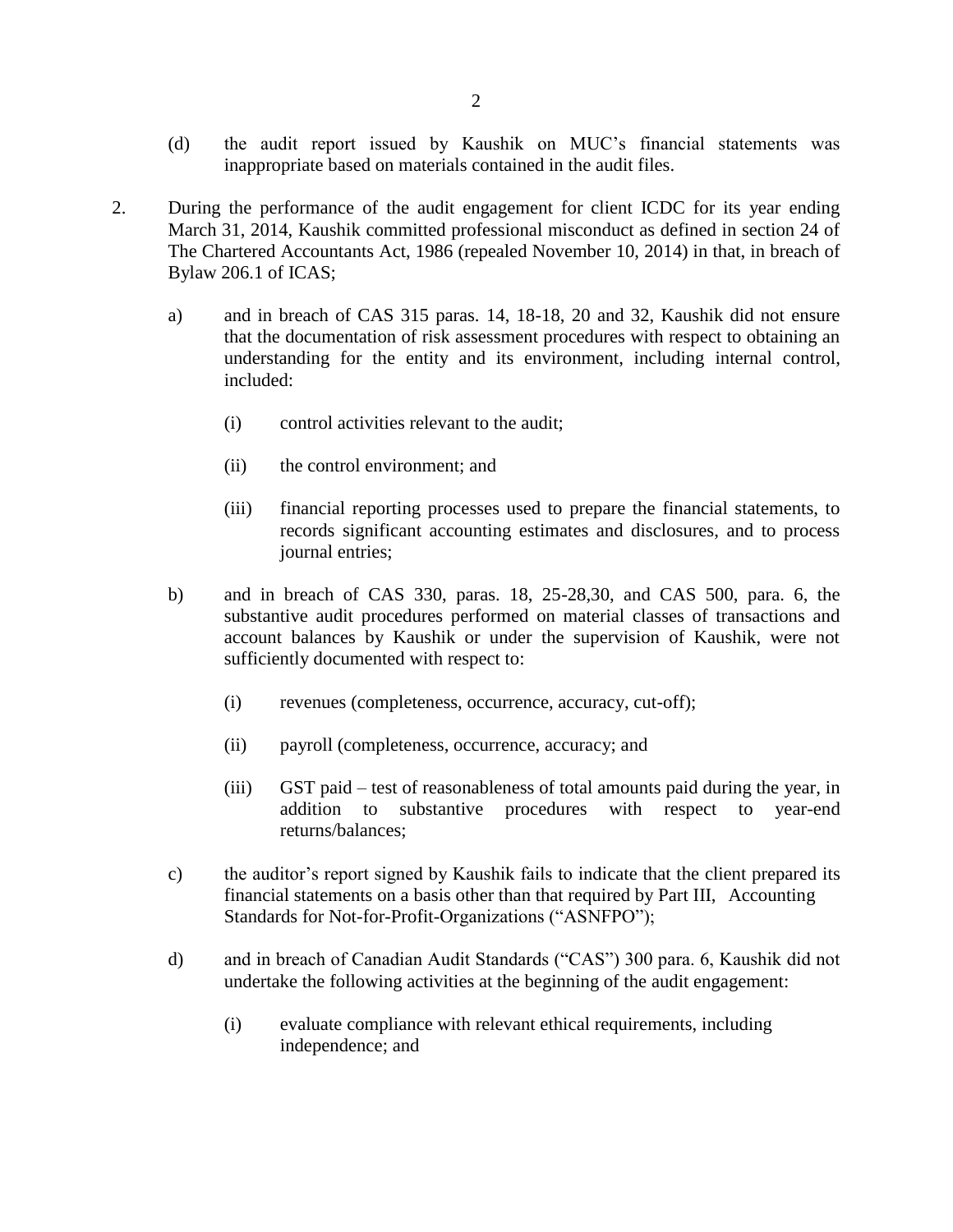(d) the audit report issued by Kaushik on MUC's financial statements was inappropriate based on materials contained in the audit files.

2. During the performance of the audit engagement for client ICDC for its year ending March 31, 2014, Kaushik committed professional misconduct as defined in section 24 of The Chartered Accountants Act, 1986 (repealed November 10, 2014) in that, in breach of Bylaw 206.1 of ICAS;

   a) and in breach of CAS 315 paras. 14, 18-18, 20 and 32, Kaushik did not ensure that the documentation of risk assessment procedures with respect to obtaining an understanding for the entity and its environment, including internal control, included:

      (i) control activities relevant to the audit;

      (ii) the control environment; and

      (iii) financial reporting processes used to prepare the financial statements, to records significant accounting estimates and disclosures, and to process journal entries;

   b) and in breach of CAS 330, paras. 18, 25-28,30, and CAS 500, para. 6, the substantive audit procedures performed on material classes of transactions and account balances by Kaushik or under the supervision of Kaushik, were not sufficiently documented with respect to:

      (i) revenues (completeness, occurrence, accuracy, cut-off);

      (ii) payroll (completeness, occurrence, accuracy; and

      (iii) GST paid – test of reasonableness of total amounts paid during the year, in addition to substantive procedures with respect to year-end returns/balances;

   c) the auditor's report signed by Kaushik fails to indicate that the client prepared its financial statements on a basis other than that required by Part III, Accounting Standards for Not-for-Profit-Organizations ("ASNFPO");

   d) and in breach of Canadian Audit Standards ("CAS") 300 para. 6, Kaushik did not undertake the following activities at the beginning of the audit engagement:

      (i) evaluate compliance with relevant ethical requirements, including independence; and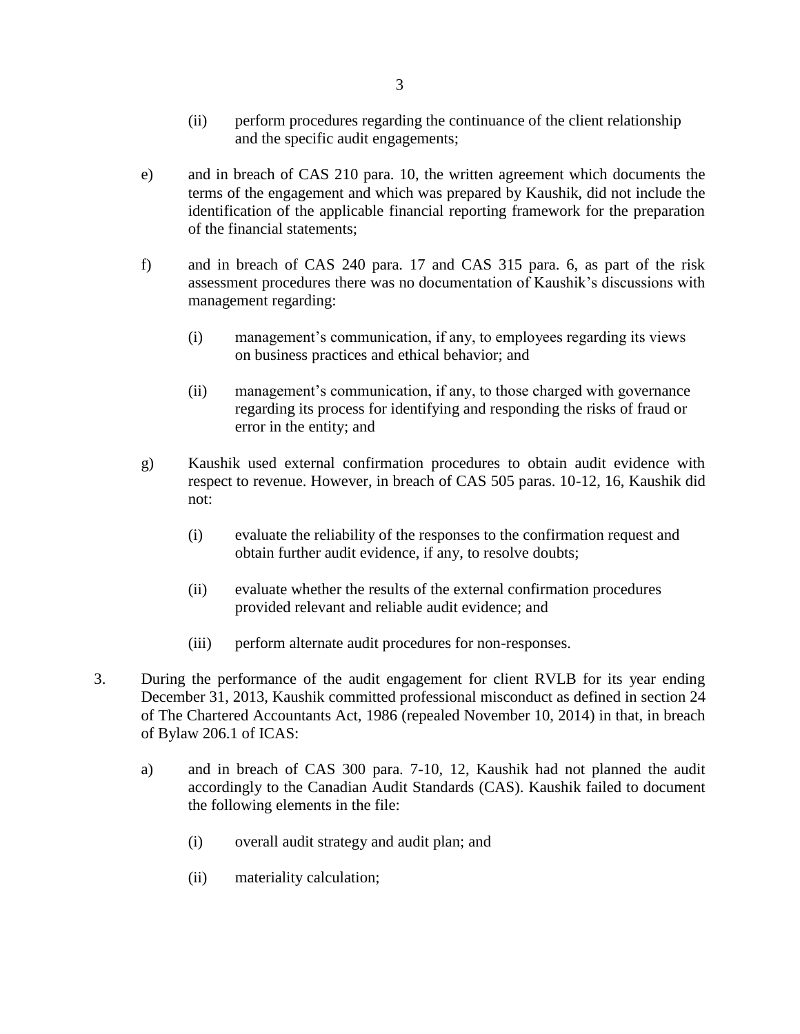(ii) perform procedures regarding the continuance of the client relationship and the specific audit engagements;

e) and in breach of CAS 210 para. 10, the written agreement which documents the terms of the engagement and which was prepared by Kaushik, did not include the identification of the applicable financial reporting framework for the preparation of the financial statements;

f) and in breach of CAS 240 para. 17 and CAS 315 para. 6, as part of the risk assessment procedures there was no documentation of Kaushik's discussions with management regarding:

(i) management's communication, if any, to employees regarding its views on business practices and ethical behavior; and

(ii) management's communication, if any, to those charged with governance regarding its process for identifying and responding the risks of fraud or error in the entity; and

g) Kaushik used external confirmation procedures to obtain audit evidence with respect to revenue. However, in breach of CAS 505 paras. 10-12, 16, Kaushik did not:

(i) evaluate the reliability of the responses to the confirmation request and obtain further audit evidence, if any, to resolve doubts;

(ii) evaluate whether the results of the external confirmation procedures provided relevant and reliable audit evidence; and

(iii) perform alternate audit procedures for non-responses.

3. During the performance of the audit engagement for client RVLB for its year ending December 31, 2013, Kaushik committed professional misconduct as defined in section 24 of The Chartered Accountants Act, 1986 (repealed November 10, 2014) in that, in breach of Bylaw 206.1 of ICAS:

a) and in breach of CAS 300 para. 7-10, 12, Kaushik had not planned the audit accordingly to the Canadian Audit Standards (CAS). Kaushik failed to document the following elements in the file:

(i) overall audit strategy and audit plan; and

(ii) materiality calculation;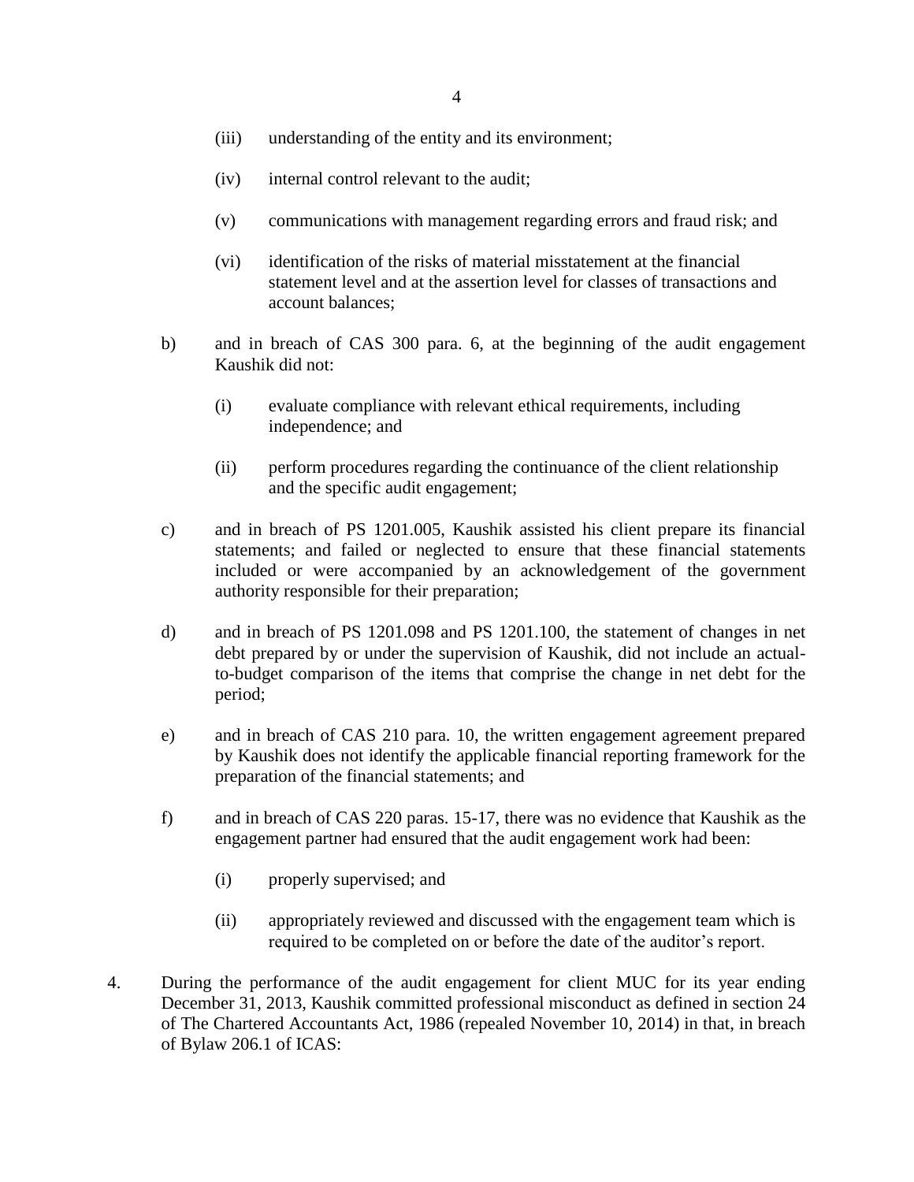(iii) understanding of the entity and its environment;

(iv) internal control relevant to the audit;

(v) communications with management regarding errors and fraud risk; and

(vi) identification of the risks of material misstatement at the financial statement level and at the assertion level for classes of transactions and account balances;

b) and in breach of CAS 300 para. 6, at the beginning of the audit engagement Kaushik did not:

(i) evaluate compliance with relevant ethical requirements, including independence; and

(ii) perform procedures regarding the continuance of the client relationship and the specific audit engagement;

c) and in breach of PS 1201.005, Kaushik assisted his client prepare its financial statements; and failed or neglected to ensure that these financial statements included or were accompanied by an acknowledgement of the government authority responsible for their preparation;

d) and in breach of PS 1201.098 and PS 1201.100, the statement of changes in net debt prepared by or under the supervision of Kaushik, did not include an actual-to-budget comparison of the items that comprise the change in net debt for the period;

e) and in breach of CAS 210 para. 10, the written engagement agreement prepared by Kaushik does not identify the applicable financial reporting framework for the preparation of the financial statements; and

f) and in breach of CAS 220 paras. 15-17, there was no evidence that Kaushik as the engagement partner had ensured that the audit engagement work had been:

(i) properly supervised; and

(ii) appropriately reviewed and discussed with the engagement team which is required to be completed on or before the date of the auditor's report.

4. During the performance of the audit engagement for client MUC for its year ending December 31, 2013, Kaushik committed professional misconduct as defined in section 24 of The Chartered Accountants Act, 1986 (repealed November 10, 2014) in that, in breach of Bylaw 206.1 of ICAS: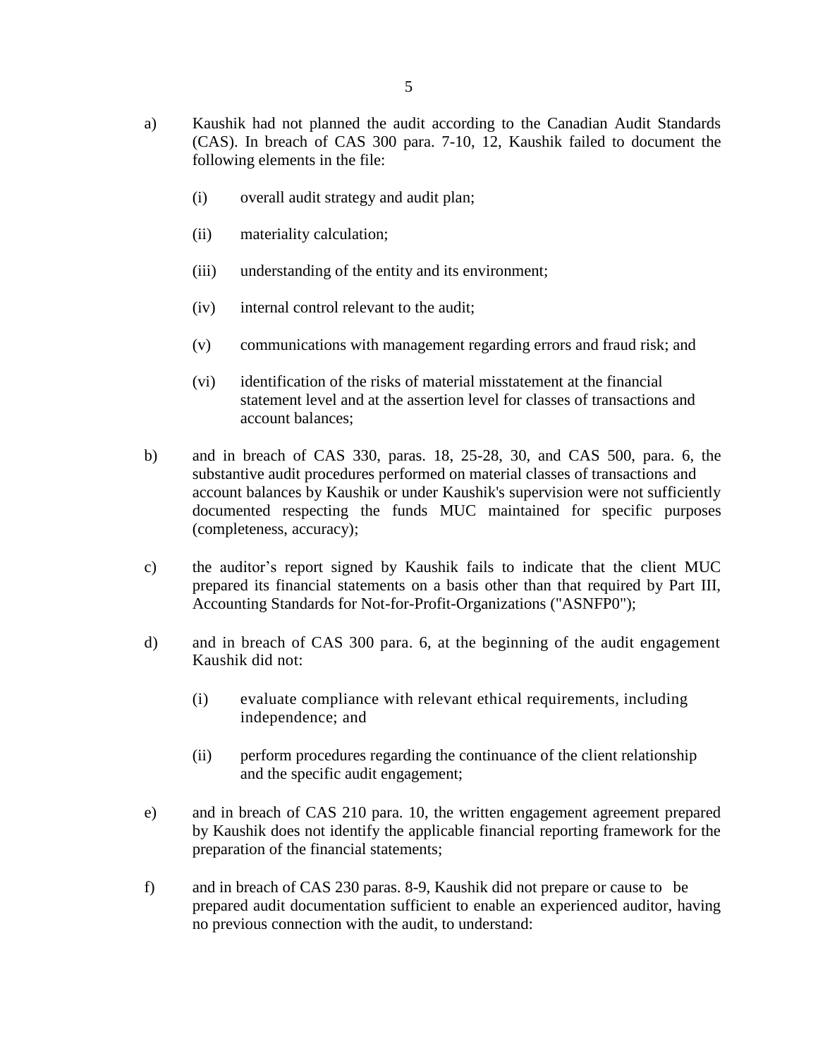a) Kaushik had not planned the audit according to the Canadian Audit Standards (CAS). In breach of CAS 300 para. 7-10, 12, Kaushik failed to document the following elements in the file:

   (i) overall audit strategy and audit plan;

   (ii) materiality calculation;

   (iii) understanding of the entity and its environment;

   (iv) internal control relevant to the audit;

   (v) communications with management regarding errors and fraud risk; and

   (vi) identification of the risks of material misstatement at the financial statement level and at the assertion level for classes of transactions and account balances;

b) and in breach of CAS 330, paras. 18, 25-28, 30, and CAS 500, para. 6, the substantive audit procedures performed on material classes of transactions and account balances by Kaushik or under Kaushik's supervision were not sufficiently documented respecting the funds MUC maintained for specific purposes (completeness, accuracy);

c) the auditor's report signed by Kaushik fails to indicate that the client MUC prepared its financial statements on a basis other than that required by Part III, Accounting Standards for Not-for-Profit-Organizations ("ASNFP0");

d) and in breach of CAS 300 para. 6, at the beginning of the audit engagement Kaushik did not:

   (i) evaluate compliance with relevant ethical requirements, including independence; and

   (ii) perform procedures regarding the continuance of the client relationship and the specific audit engagement;

e) and in breach of CAS 210 para. 10, the written engagement agreement prepared by Kaushik does not identify the applicable financial reporting framework for the preparation of the financial statements;

f) and in breach of CAS 230 paras. 8-9, Kaushik did not prepare or cause to be prepared audit documentation sufficient to enable an experienced auditor, having no previous connection with the audit, to understand: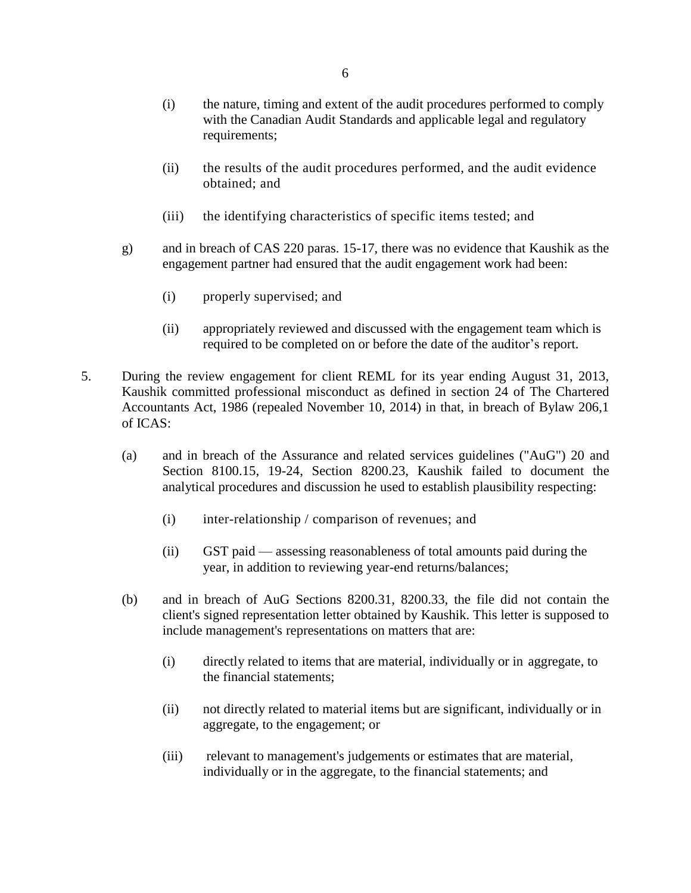(i) the nature, timing and extent of the audit procedures performed to comply with the Canadian Audit Standards and applicable legal and regulatory requirements;

(ii) the results of the audit procedures performed, and the audit evidence obtained; and

(iii) the identifying characteristics of specific items tested; and

g) and in breach of CAS 220 paras. 15-17, there was no evidence that Kaushik as the engagement partner had ensured that the audit engagement work had been:

(i) properly supervised; and

(ii) appropriately reviewed and discussed with the engagement team which is required to be completed on or before the date of the auditor's report.

5. During the review engagement for client REML for its year ending August 31, 2013, Kaushik committed professional misconduct as defined in section 24 of The Chartered Accountants Act, 1986 (repealed November 10, 2014) in that, in breach of Bylaw 206,1 of ICAS:

(a) and in breach of the Assurance and related services guidelines ("AuG") 20 and Section 8100.15, 19-24, Section 8200.23, Kaushik failed to document the analytical procedures and discussion he used to establish plausibility respecting:

(i) inter-relationship / comparison of revenues; and

(ii) GST paid — assessing reasonableness of total amounts paid during the year, in addition to reviewing year-end returns/balances;

(b) and in breach of AuG Sections 8200.31, 8200.33, the file did not contain the client's signed representation letter obtained by Kaushik. This letter is supposed to include management's representations on matters that are:

(i) directly related to items that are material, individually or in aggregate, to the financial statements;

(ii) not directly related to material items but are significant, individually or in aggregate, to the engagement; or

(iii) relevant to management's judgements or estimates that are material, individually or in the aggregate, to the financial statements; and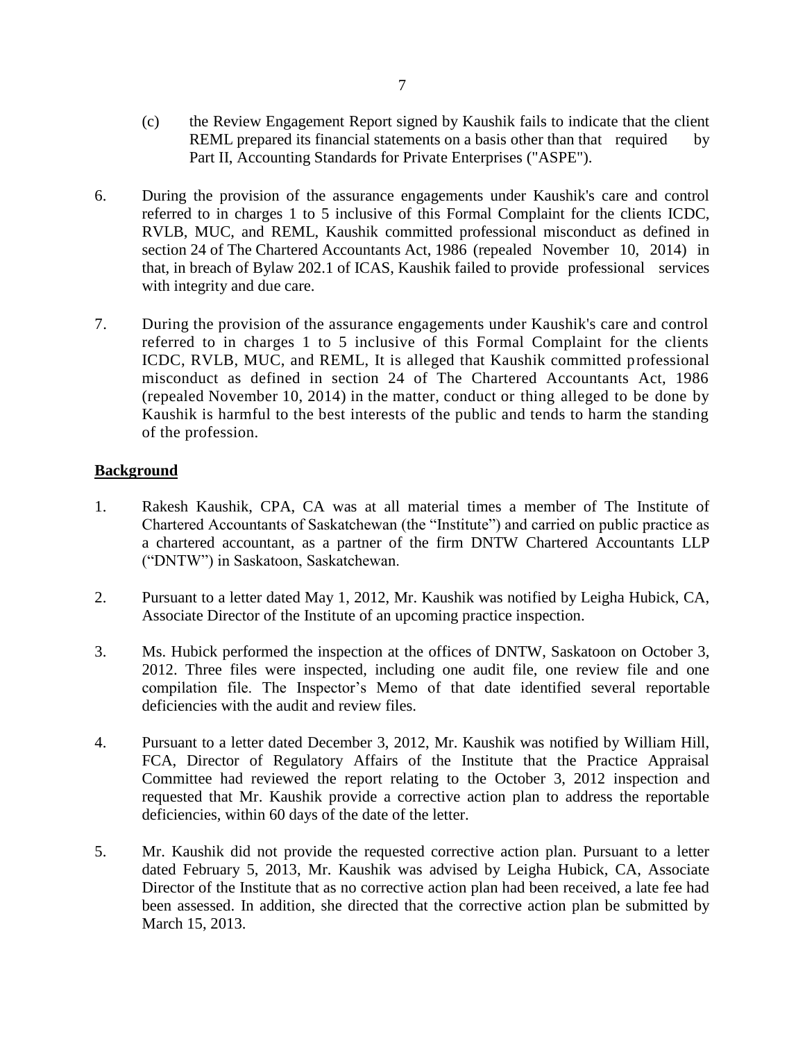(c) the Review Engagement Report signed by Kaushik fails to indicate that the client REML prepared its financial statements on a basis other than that required by Part II, Accounting Standards for Private Enterprises ("ASPE").

6. During the provision of the assurance engagements under Kaushik's care and control referred to in charges 1 to 5 inclusive of this Formal Complaint for the clients ICDC, RVLB, MUC, and REML, Kaushik committed professional misconduct as defined in section 24 of The Chartered Accountants Act, 1986 (repealed November 10, 2014) in that, in breach of Bylaw 202.1 of ICAS, Kaushik failed to provide professional services with integrity and due care.

7. During the provision of the assurance engagements under Kaushik's care and control referred to in charges 1 to 5 inclusive of this Formal Complaint for the clients ICDC, RVLB, MUC, and REML, It is alleged that Kaushik committed professional misconduct as defined in section 24 of The Chartered Accountants Act, 1986 (repealed November 10, 2014) in the matter, conduct or thing alleged to be done by Kaushik is harmful to the best interests of the public and tends to harm the standing of the profession.

**Background**

1. Rakesh Kaushik, CPA, CA was at all material times a member of The Institute of Chartered Accountants of Saskatchewan (the "Institute") and carried on public practice as a chartered accountant, as a partner of the firm DNTW Chartered Accountants LLP ("DNTW") in Saskatoon, Saskatchewan.

2. Pursuant to a letter dated May 1, 2012, Mr. Kaushik was notified by Leigha Hubick, CA, Associate Director of the Institute of an upcoming practice inspection.

3. Ms. Hubick performed the inspection at the offices of DNTW, Saskatoon on October 3, 2012. Three files were inspected, including one audit file, one review file and one compilation file. The Inspector's Memo of that date identified several reportable deficiencies with the audit and review files.

4. Pursuant to a letter dated December 3, 2012, Mr. Kaushik was notified by William Hill, FCA, Director of Regulatory Affairs of the Institute that the Practice Appraisal Committee had reviewed the report relating to the October 3, 2012 inspection and requested that Mr. Kaushik provide a corrective action plan to address the reportable deficiencies, within 60 days of the date of the letter.

5. Mr. Kaushik did not provide the requested corrective action plan. Pursuant to a letter dated February 5, 2013, Mr. Kaushik was advised by Leigha Hubick, CA, Associate Director of the Institute that as no corrective action plan had been received, a late fee had been assessed. In addition, she directed that the corrective action plan be submitted by March 15, 2013.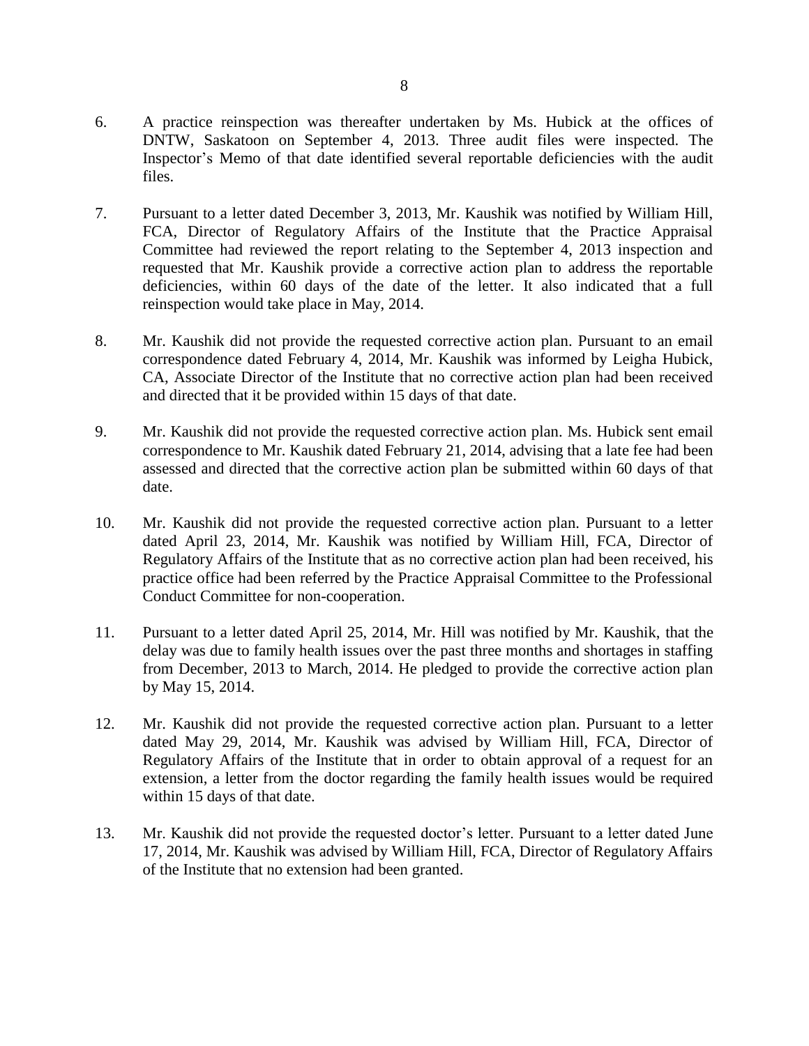6. A practice reinspection was thereafter undertaken by Ms. Hubick at the offices of DNTW, Saskatoon on September 4, 2013. Three audit files were inspected. The Inspector's Memo of that date identified several reportable deficiencies with the audit files.

7. Pursuant to a letter dated December 3, 2013, Mr. Kaushik was notified by William Hill, FCA, Director of Regulatory Affairs of the Institute that the Practice Appraisal Committee had reviewed the report relating to the September 4, 2013 inspection and requested that Mr. Kaushik provide a corrective action plan to address the reportable deficiencies, within 60 days of the date of the letter. It also indicated that a full reinspection would take place in May, 2014.

8. Mr. Kaushik did not provide the requested corrective action plan. Pursuant to an email correspondence dated February 4, 2014, Mr. Kaushik was informed by Leigha Hubick, CA, Associate Director of the Institute that no corrective action plan had been received and directed that it be provided within 15 days of that date.

9. Mr. Kaushik did not provide the requested corrective action plan. Ms. Hubick sent email correspondence to Mr. Kaushik dated February 21, 2014, advising that a late fee had been assessed and directed that the corrective action plan be submitted within 60 days of that date.

10. Mr. Kaushik did not provide the requested corrective action plan. Pursuant to a letter dated April 23, 2014, Mr. Kaushik was notified by William Hill, FCA, Director of Regulatory Affairs of the Institute that as no corrective action plan had been received, his practice office had been referred by the Practice Appraisal Committee to the Professional Conduct Committee for non-cooperation.

11. Pursuant to a letter dated April 25, 2014, Mr. Hill was notified by Mr. Kaushik, that the delay was due to family health issues over the past three months and shortages in staffing from December, 2013 to March, 2014. He pledged to provide the corrective action plan by May 15, 2014.

12. Mr. Kaushik did not provide the requested corrective action plan. Pursuant to a letter dated May 29, 2014, Mr. Kaushik was advised by William Hill, FCA, Director of Regulatory Affairs of the Institute that in order to obtain approval of a request for an extension, a letter from the doctor regarding the family health issues would be required within 15 days of that date.

13. Mr. Kaushik did not provide the requested doctor's letter. Pursuant to a letter dated June 17, 2014, Mr. Kaushik was advised by William Hill, FCA, Director of Regulatory Affairs of the Institute that no extension had been granted.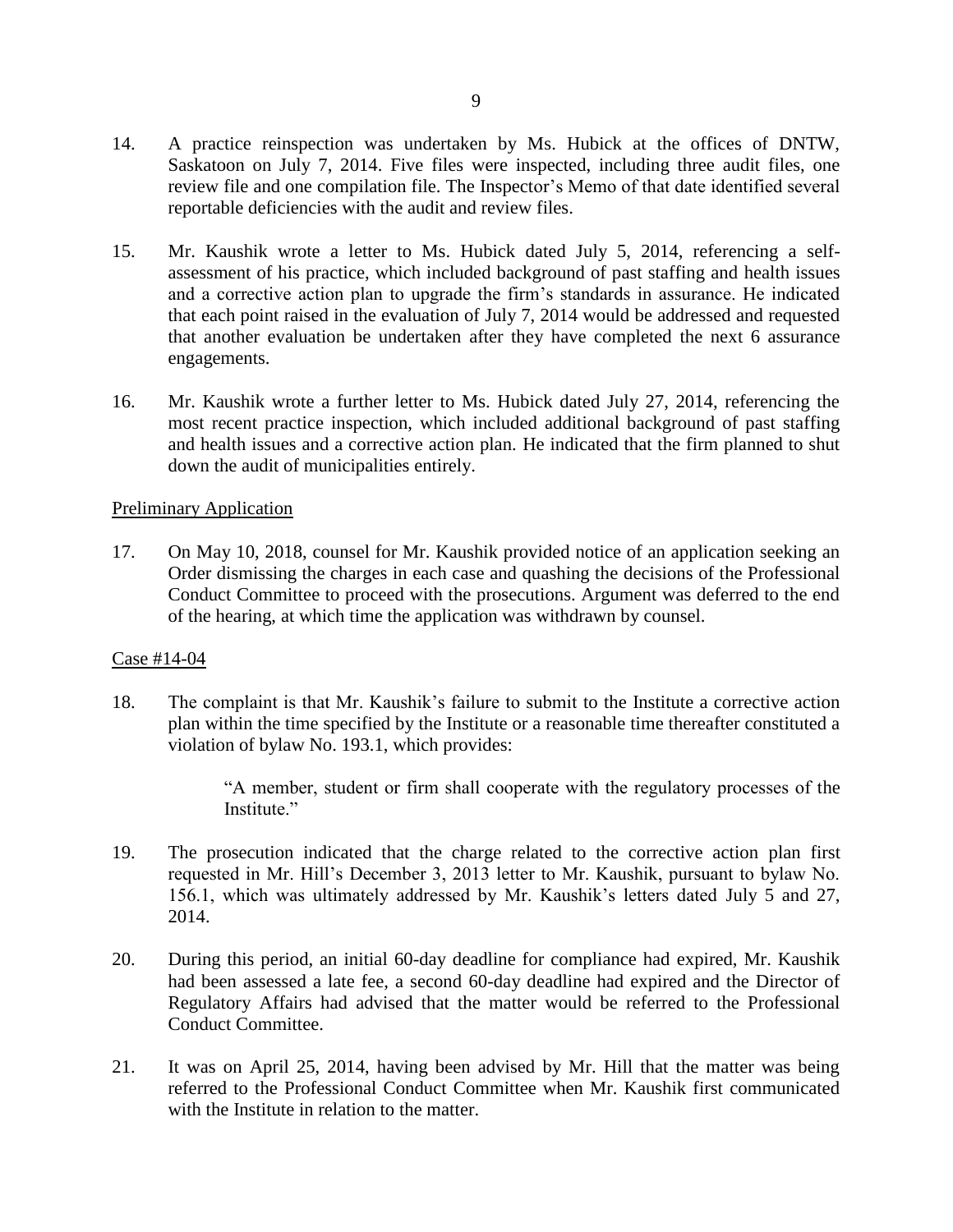14. A practice reinspection was undertaken by Ms. Hubick at the offices of DNTW, Saskatoon on July 7, 2014. Five files were inspected, including three audit files, one review file and one compilation file. The Inspector's Memo of that date identified several reportable deficiencies with the audit and review files.

15. Mr. Kaushik wrote a letter to Ms. Hubick dated July 5, 2014, referencing a self-assessment of his practice, which included background of past staffing and health issues and a corrective action plan to upgrade the firm's standards in assurance. He indicated that each point raised in the evaluation of July 7, 2014 would be addressed and requested that another evaluation be undertaken after they have completed the next 6 assurance engagements.

16. Mr. Kaushik wrote a further letter to Ms. Hubick dated July 27, 2014, referencing the most recent practice inspection, which included additional background of past staffing and health issues and a corrective action plan. He indicated that the firm planned to shut down the audit of municipalities entirely.

Preliminary Application

17. On May 10, 2018, counsel for Mr. Kaushik provided notice of an application seeking an Order dismissing the charges in each case and quashing the decisions of the Professional Conduct Committee to proceed with the prosecutions. Argument was deferred to the end of the hearing, at which time the application was withdrawn by counsel.

Case #14-04

18. The complaint is that Mr. Kaushik's failure to submit to the Institute a corrective action plan within the time specified by the Institute or a reasonable time thereafter constituted a violation of bylaw No. 193.1, which provides:

> "A member, student or firm shall cooperate with the regulatory processes of the Institute."

19. The prosecution indicated that the charge related to the corrective action plan first requested in Mr. Hill's December 3, 2013 letter to Mr. Kaushik, pursuant to bylaw No. 156.1, which was ultimately addressed by Mr. Kaushik's letters dated July 5 and 27, 2014.

20. During this period, an initial 60-day deadline for compliance had expired, Mr. Kaushik had been assessed a late fee, a second 60-day deadline had expired and the Director of Regulatory Affairs had advised that the matter would be referred to the Professional Conduct Committee.

21. It was on April 25, 2014, having been advised by Mr. Hill that the matter was being referred to the Professional Conduct Committee when Mr. Kaushik first communicated with the Institute in relation to the matter.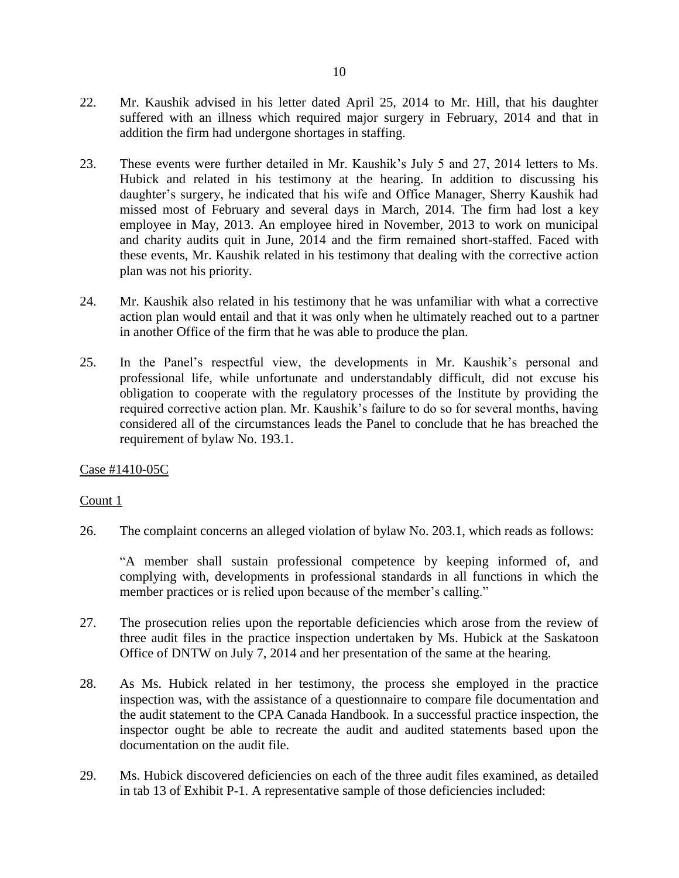22. Mr. Kaushik advised in his letter dated April 25, 2014 to Mr. Hill, that his daughter suffered with an illness which required major surgery in February, 2014 and that in addition the firm had undergone shortages in staffing.

23. These events were further detailed in Mr. Kaushik's July 5 and 27, 2014 letters to Ms. Hubick and related in his testimony at the hearing. In addition to discussing his daughter's surgery, he indicated that his wife and Office Manager, Sherry Kaushik had missed most of February and several days in March, 2014. The firm had lost a key employee in May, 2013. An employee hired in November, 2013 to work on municipal and charity audits quit in June, 2014 and the firm remained short-staffed. Faced with these events, Mr. Kaushik related in his testimony that dealing with the corrective action plan was not his priority.

24. Mr. Kaushik also related in his testimony that he was unfamiliar with what a corrective action plan would entail and that it was only when he ultimately reached out to a partner in another Office of the firm that he was able to produce the plan.

25. In the Panel's respectful view, the developments in Mr. Kaushik's personal and professional life, while unfortunate and understandably difficult, did not excuse his obligation to cooperate with the regulatory processes of the Institute by providing the required corrective action plan. Mr. Kaushik's failure to do so for several months, having considered all of the circumstances leads the Panel to conclude that he has breached the requirement of bylaw No. 193.1.

Case #1410-05C

Count 1

26. The complaint concerns an alleged violation of bylaw No. 203.1, which reads as follows:

    "A member shall sustain professional competence by keeping informed of, and complying with, developments in professional standards in all functions in which the member practices or is relied upon because of the member's calling."

27. The prosecution relies upon the reportable deficiencies which arose from the review of three audit files in the practice inspection undertaken by Ms. Hubick at the Saskatoon Office of DNTW on July 7, 2014 and her presentation of the same at the hearing.

28. As Ms. Hubick related in her testimony, the process she employed in the practice inspection was, with the assistance of a questionnaire to compare file documentation and the audit statement to the CPA Canada Handbook. In a successful practice inspection, the inspector ought be able to recreate the audit and audited statements based upon the documentation on the audit file.

29. Ms. Hubick discovered deficiencies on each of the three audit files examined, as detailed in tab 13 of Exhibit P-1. A representative sample of those deficiencies included: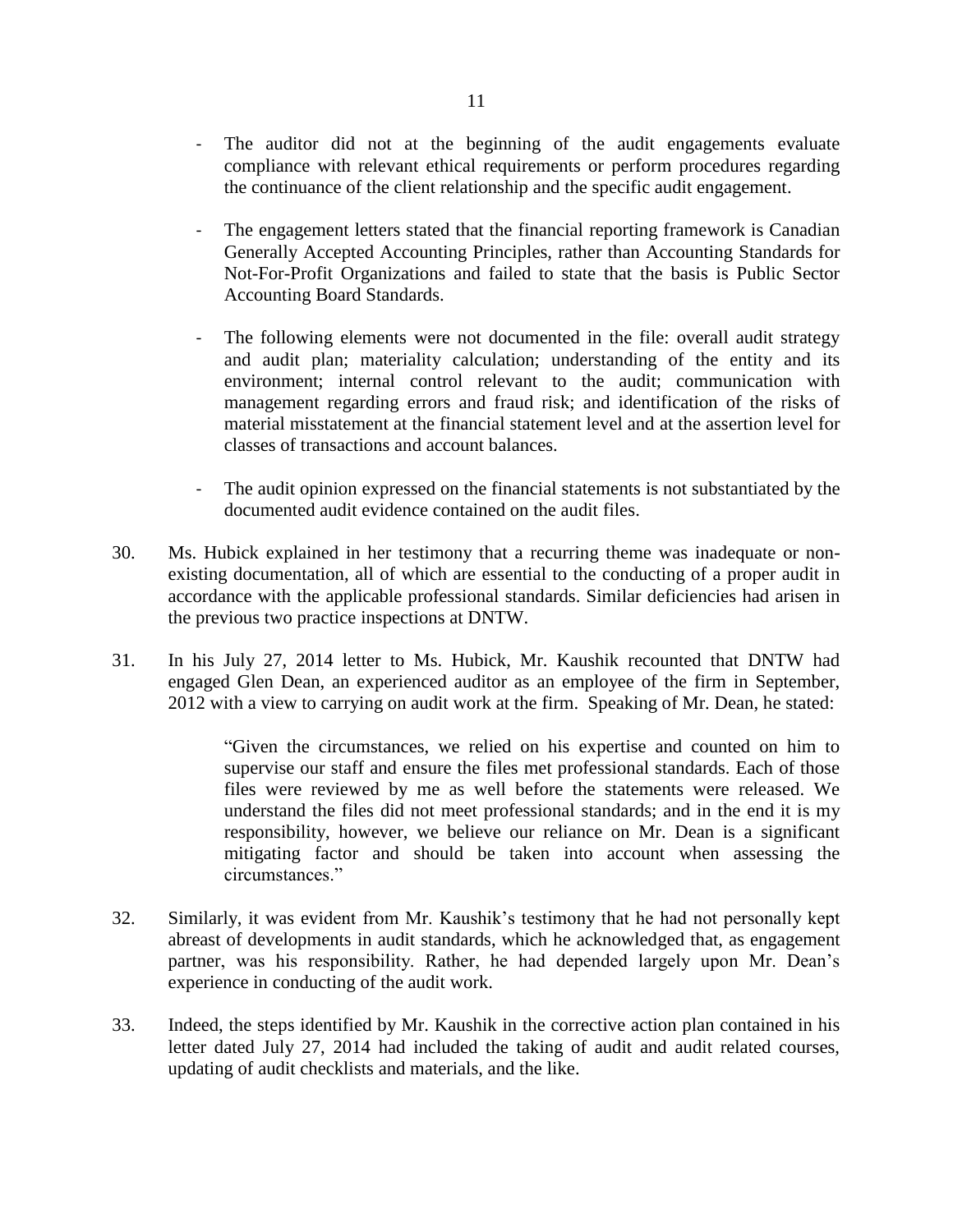- The auditor did not at the beginning of the audit engagements evaluate compliance with relevant ethical requirements or perform procedures regarding the continuance of the client relationship and the specific audit engagement.

- The engagement letters stated that the financial reporting framework is Canadian Generally Accepted Accounting Principles, rather than Accounting Standards for Not-For-Profit Organizations and failed to state that the basis is Public Sector Accounting Board Standards.

- The following elements were not documented in the file: overall audit strategy and audit plan; materiality calculation; understanding of the entity and its environment; internal control relevant to the audit; communication with management regarding errors and fraud risk; and identification of the risks of material misstatement at the financial statement level and at the assertion level for classes of transactions and account balances.

- The audit opinion expressed on the financial statements is not substantiated by the documented audit evidence contained on the audit files.

30. Ms. Hubick explained in her testimony that a recurring theme was inadequate or non-existing documentation, all of which are essential to the conducting of a proper audit in accordance with the applicable professional standards. Similar deficiencies had arisen in the previous two practice inspections at DNTW.

31. In his July 27, 2014 letter to Ms. Hubick, Mr. Kaushik recounted that DNTW had engaged Glen Dean, an experienced auditor as an employee of the firm in September, 2012 with a view to carrying on audit work at the firm. Speaking of Mr. Dean, he stated:

> "Given the circumstances, we relied on his expertise and counted on him to supervise our staff and ensure the files met professional standards. Each of those files were reviewed by me as well before the statements were released. We understand the files did not meet professional standards; and in the end it is my responsibility, however, we believe our reliance on Mr. Dean is a significant mitigating factor and should be taken into account when assessing the circumstances."

32. Similarly, it was evident from Mr. Kaushik's testimony that he had not personally kept abreast of developments in audit standards, which he acknowledged that, as engagement partner, was his responsibility. Rather, he had depended largely upon Mr. Dean's experience in conducting of the audit work.

33. Indeed, the steps identified by Mr. Kaushik in the corrective action plan contained in his letter dated July 27, 2014 had included the taking of audit and audit related courses, updating of audit checklists and materials, and the like.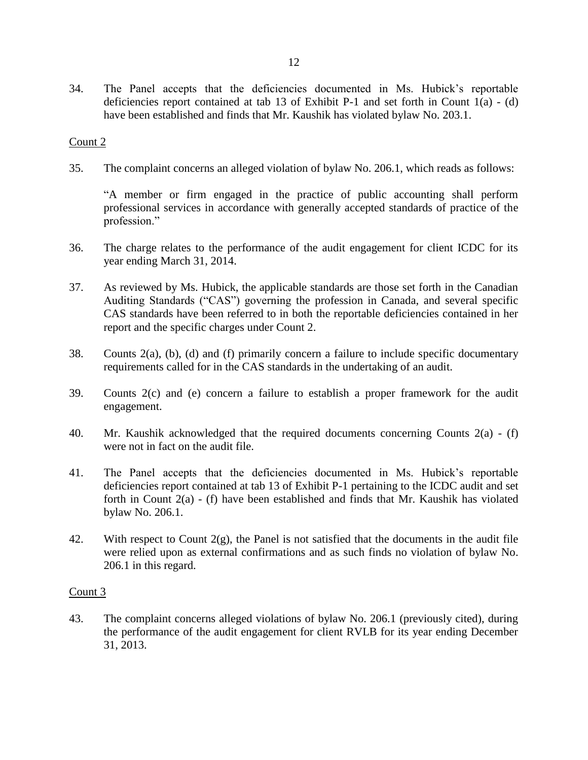34. The Panel accepts that the deficiencies documented in Ms. Hubick's reportable deficiencies report contained at tab 13 of Exhibit P-1 and set forth in Count 1(a) - (d) have been established and finds that Mr. Kaushik has violated bylaw No. 203.1.

Count 2

35. The complaint concerns an alleged violation of bylaw No. 206.1, which reads as follows:

"A member or firm engaged in the practice of public accounting shall perform professional services in accordance with generally accepted standards of practice of the profession."

36. The charge relates to the performance of the audit engagement for client ICDC for its year ending March 31, 2014.

37. As reviewed by Ms. Hubick, the applicable standards are those set forth in the Canadian Auditing Standards ("CAS") governing the profession in Canada, and several specific CAS standards have been referred to in both the reportable deficiencies contained in her report and the specific charges under Count 2.

38. Counts 2(a), (b), (d) and (f) primarily concern a failure to include specific documentary requirements called for in the CAS standards in the undertaking of an audit.

39. Counts 2(c) and (e) concern a failure to establish a proper framework for the audit engagement.

40. Mr. Kaushik acknowledged that the required documents concerning Counts 2(a) - (f) were not in fact on the audit file.

41. The Panel accepts that the deficiencies documented in Ms. Hubick's reportable deficiencies report contained at tab 13 of Exhibit P-1 pertaining to the ICDC audit and set forth in Count 2(a) - (f) have been established and finds that Mr. Kaushik has violated bylaw No. 206.1.

42. With respect to Count 2(g), the Panel is not satisfied that the documents in the audit file were relied upon as external confirmations and as such finds no violation of bylaw No. 206.1 in this regard.

Count 3

43. The complaint concerns alleged violations of bylaw No. 206.1 (previously cited), during the performance of the audit engagement for client RVLB for its year ending December 31, 2013.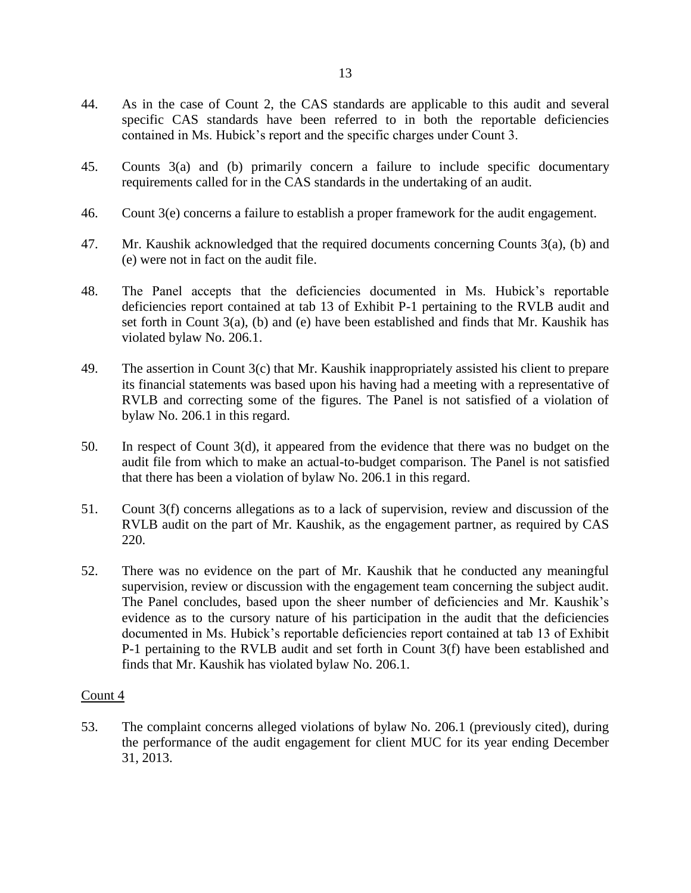44. As in the case of Count 2, the CAS standards are applicable to this audit and several specific CAS standards have been referred to in both the reportable deficiencies contained in Ms. Hubick's report and the specific charges under Count 3.

45. Counts 3(a) and (b) primarily concern a failure to include specific documentary requirements called for in the CAS standards in the undertaking of an audit.

46. Count 3(e) concerns a failure to establish a proper framework for the audit engagement.

47. Mr. Kaushik acknowledged that the required documents concerning Counts 3(a), (b) and (e) were not in fact on the audit file.

48. The Panel accepts that the deficiencies documented in Ms. Hubick's reportable deficiencies report contained at tab 13 of Exhibit P-1 pertaining to the RVLB audit and set forth in Count 3(a), (b) and (e) have been established and finds that Mr. Kaushik has violated bylaw No. 206.1.

49. The assertion in Count 3(c) that Mr. Kaushik inappropriately assisted his client to prepare its financial statements was based upon his having had a meeting with a representative of RVLB and correcting some of the figures. The Panel is not satisfied of a violation of bylaw No. 206.1 in this regard.

50. In respect of Count 3(d), it appeared from the evidence that there was no budget on the audit file from which to make an actual-to-budget comparison. The Panel is not satisfied that there has been a violation of bylaw No. 206.1 in this regard.

51. Count 3(f) concerns allegations as to a lack of supervision, review and discussion of the RVLB audit on the part of Mr. Kaushik, as the engagement partner, as required by CAS 220.

52. There was no evidence on the part of Mr. Kaushik that he conducted any meaningful supervision, review or discussion with the engagement team concerning the subject audit. The Panel concludes, based upon the sheer number of deficiencies and Mr. Kaushik's evidence as to the cursory nature of his participation in the audit that the deficiencies documented in Ms. Hubick's reportable deficiencies report contained at tab 13 of Exhibit P-1 pertaining to the RVLB audit and set forth in Count 3(f) have been established and finds that Mr. Kaushik has violated bylaw No. 206.1.

<u>Count 4</u>

53. The complaint concerns alleged violations of bylaw No. 206.1 (previously cited), during the performance of the audit engagement for client MUC for its year ending December 31, 2013.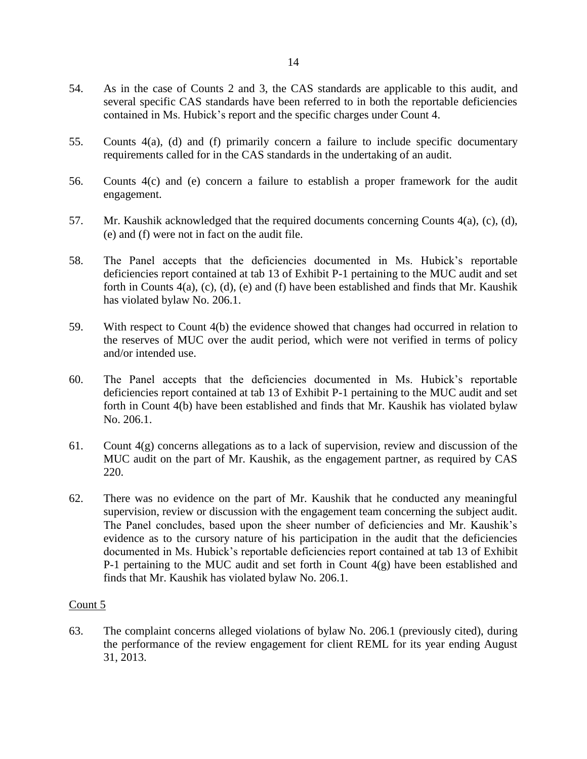54. As in the case of Counts 2 and 3, the CAS standards are applicable to this audit, and several specific CAS standards have been referred to in both the reportable deficiencies contained in Ms. Hubick's report and the specific charges under Count 4.

55. Counts 4(a), (d) and (f) primarily concern a failure to include specific documentary requirements called for in the CAS standards in the undertaking of an audit.

56. Counts 4(c) and (e) concern a failure to establish a proper framework for the audit engagement.

57. Mr. Kaushik acknowledged that the required documents concerning Counts 4(a), (c), (d), (e) and (f) were not in fact on the audit file.

58. The Panel accepts that the deficiencies documented in Ms. Hubick's reportable deficiencies report contained at tab 13 of Exhibit P-1 pertaining to the MUC audit and set forth in Counts 4(a), (c), (d), (e) and (f) have been established and finds that Mr. Kaushik has violated bylaw No. 206.1.

59. With respect to Count 4(b) the evidence showed that changes had occurred in relation to the reserves of MUC over the audit period, which were not verified in terms of policy and/or intended use.

60. The Panel accepts that the deficiencies documented in Ms. Hubick's reportable deficiencies report contained at tab 13 of Exhibit P-1 pertaining to the MUC audit and set forth in Count 4(b) have been established and finds that Mr. Kaushik has violated bylaw No. 206.1.

61. Count 4(g) concerns allegations as to a lack of supervision, review and discussion of the MUC audit on the part of Mr. Kaushik, as the engagement partner, as required by CAS 220.

62. There was no evidence on the part of Mr. Kaushik that he conducted any meaningful supervision, review or discussion with the engagement team concerning the subject audit. The Panel concludes, based upon the sheer number of deficiencies and Mr. Kaushik's evidence as to the cursory nature of his participation in the audit that the deficiencies documented in Ms. Hubick's reportable deficiencies report contained at tab 13 of Exhibit P-1 pertaining to the MUC audit and set forth in Count 4(g) have been established and finds that Mr. Kaushik has violated bylaw No. 206.1.

Count 5

63. The complaint concerns alleged violations of bylaw No. 206.1 (previously cited), during the performance of the review engagement for client REML for its year ending August 31, 2013.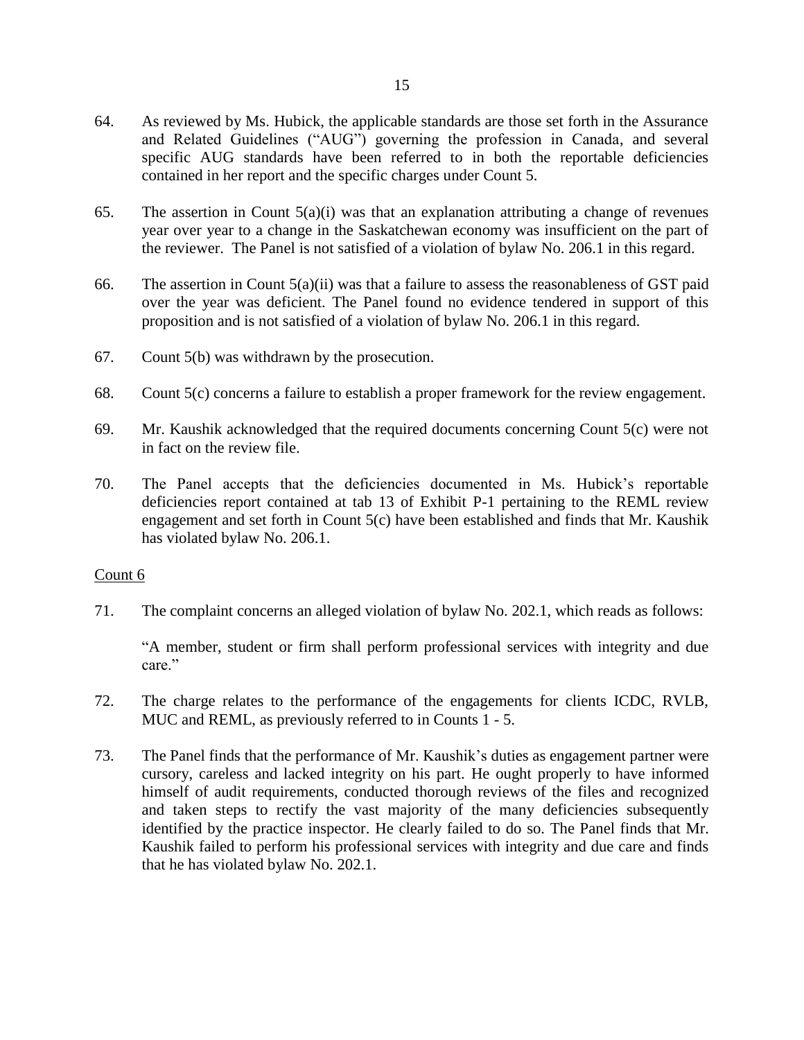64. As reviewed by Ms. Hubick, the applicable standards are those set forth in the Assurance and Related Guidelines ("AUG") governing the profession in Canada, and several specific AUG standards have been referred to in both the reportable deficiencies contained in her report and the specific charges under Count 5.

65. The assertion in Count 5(a)(i) was that an explanation attributing a change of revenues year over year to a change in the Saskatchewan economy was insufficient on the part of the reviewer. The Panel is not satisfied of a violation of bylaw No. 206.1 in this regard.

66. The assertion in Count 5(a)(ii) was that a failure to assess the reasonableness of GST paid over the year was deficient. The Panel found no evidence tendered in support of this proposition and is not satisfied of a violation of bylaw No. 206.1 in this regard.

67. Count 5(b) was withdrawn by the prosecution.

68. Count 5(c) concerns a failure to establish a proper framework for the review engagement.

69. Mr. Kaushik acknowledged that the required documents concerning Count 5(c) were not in fact on the review file.

70. The Panel accepts that the deficiencies documented in Ms. Hubick's reportable deficiencies report contained at tab 13 of Exhibit P-1 pertaining to the REML review engagement and set forth in Count 5(c) have been established and finds that Mr. Kaushik has violated bylaw No. 206.1.

<u>Count 6</u>

71. The complaint concerns an alleged violation of bylaw No. 202.1, which reads as follows:

    "A member, student or firm shall perform professional services with integrity and due care."

72. The charge relates to the performance of the engagements for clients ICDC, RVLB, MUC and REML, as previously referred to in Counts 1 - 5.

73. The Panel finds that the performance of Mr. Kaushik's duties as engagement partner were cursory, careless and lacked integrity on his part. He ought properly to have informed himself of audit requirements, conducted thorough reviews of the files and recognized and taken steps to rectify the vast majority of the many deficiencies subsequently identified by the practice inspector. He clearly failed to do so. The Panel finds that Mr. Kaushik failed to perform his professional services with integrity and due care and finds that he has violated bylaw No. 202.1.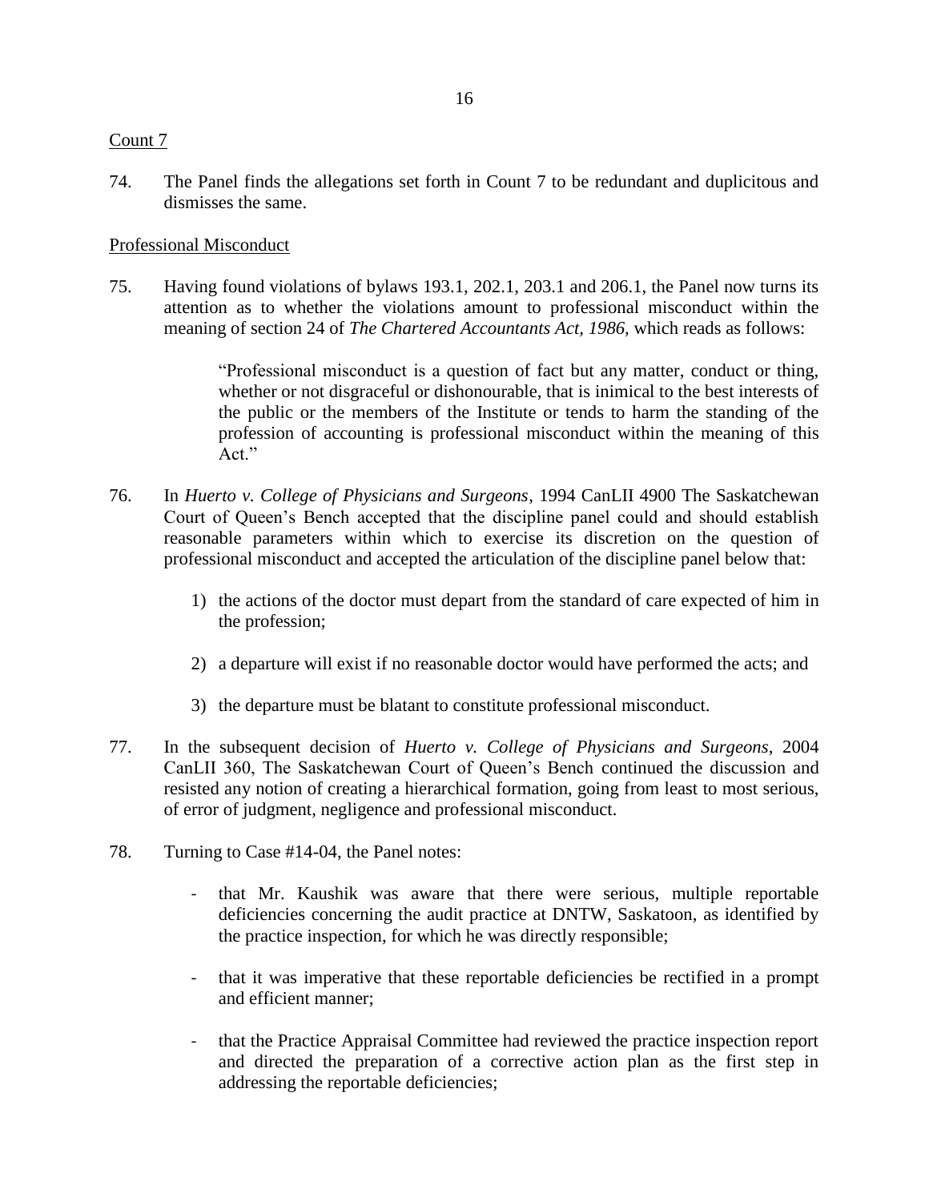Count 7

74. The Panel finds the allegations set forth in Count 7 to be redundant and duplicitous and dismisses the same.

Professional Misconduct

75. Having found violations of bylaws 193.1, 202.1, 203.1 and 206.1, the Panel now turns its attention as to whether the violations amount to professional misconduct within the meaning of section 24 of *The Chartered Accountants Act, 1986,* which reads as follows:

> "Professional misconduct is a question of fact but any matter, conduct or thing, whether or not disgraceful or dishonourable, that is inimical to the best interests of the public or the members of the Institute or tends to harm the standing of the profession of accounting is professional misconduct within the meaning of this Act."

76. In *Huerto v. College of Physicians and Surgeons*, 1994 CanLII 4900 The Saskatchewan Court of Queen's Bench accepted that the discipline panel could and should establish reasonable parameters within which to exercise its discretion on the question of professional misconduct and accepted the articulation of the discipline panel below that:

    1) the actions of the doctor must depart from the standard of care expected of him in the profession;

    2) a departure will exist if no reasonable doctor would have performed the acts; and

    3) the departure must be blatant to constitute professional misconduct.

77. In the subsequent decision of *Huerto v. College of Physicians and Surgeons*, 2004 CanLII 360, The Saskatchewan Court of Queen's Bench continued the discussion and resisted any notion of creating a hierarchical formation, going from least to most serious, of error of judgment, negligence and professional misconduct.

78. Turning to Case #14-04, the Panel notes:

    - that Mr. Kaushik was aware that there were serious, multiple reportable deficiencies concerning the audit practice at DNTW, Saskatoon, as identified by the practice inspection, for which he was directly responsible;

    - that it was imperative that these reportable deficiencies be rectified in a prompt and efficient manner;

    - that the Practice Appraisal Committee had reviewed the practice inspection report and directed the preparation of a corrective action plan as the first step in addressing the reportable deficiencies;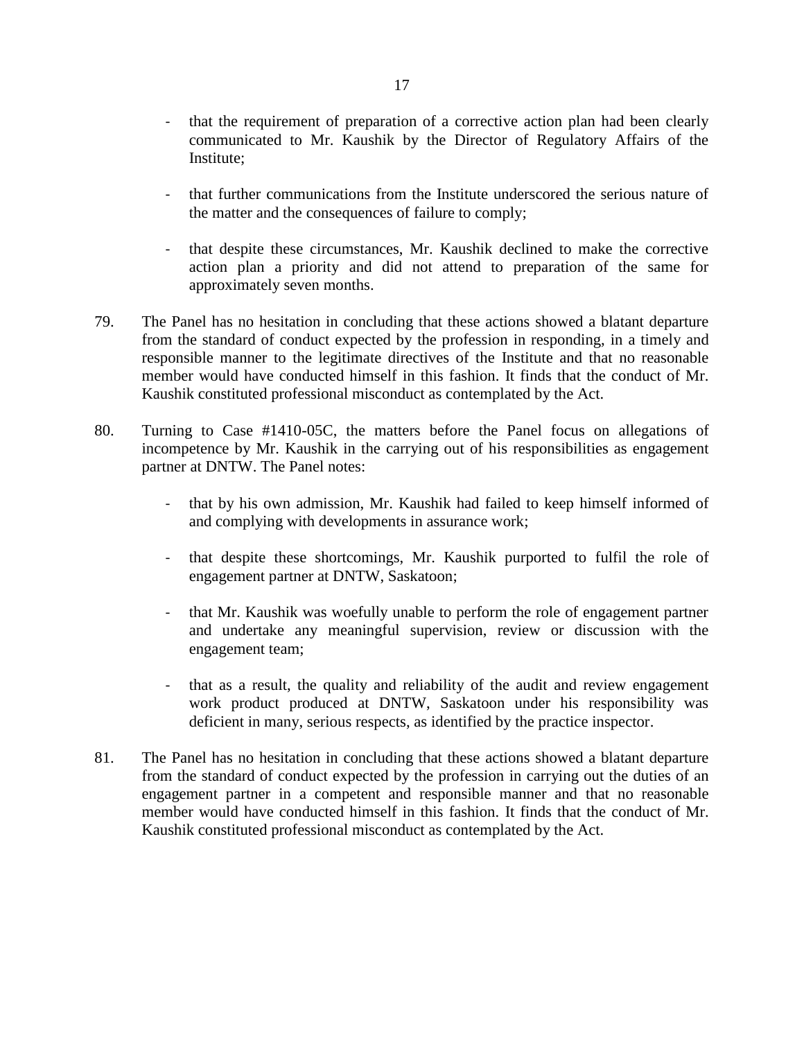- that the requirement of preparation of a corrective action plan had been clearly communicated to Mr. Kaushik by the Director of Regulatory Affairs of the Institute;

- that further communications from the Institute underscored the serious nature of the matter and the consequences of failure to comply;

- that despite these circumstances, Mr. Kaushik declined to make the corrective action plan a priority and did not attend to preparation of the same for approximately seven months.

79. The Panel has no hesitation in concluding that these actions showed a blatant departure from the standard of conduct expected by the profession in responding, in a timely and responsible manner to the legitimate directives of the Institute and that no reasonable member would have conducted himself in this fashion. It finds that the conduct of Mr. Kaushik constituted professional misconduct as contemplated by the Act.

80. Turning to Case #1410-05C, the matters before the Panel focus on allegations of incompetence by Mr. Kaushik in the carrying out of his responsibilities as engagement partner at DNTW. The Panel notes:

    - that by his own admission, Mr. Kaushik had failed to keep himself informed of and complying with developments in assurance work;

    - that despite these shortcomings, Mr. Kaushik purported to fulfil the role of engagement partner at DNTW, Saskatoon;

    - that Mr. Kaushik was woefully unable to perform the role of engagement partner and undertake any meaningful supervision, review or discussion with the engagement team;

    - that as a result, the quality and reliability of the audit and review engagement work product produced at DNTW, Saskatoon under his responsibility was deficient in many, serious respects, as identified by the practice inspector.

81. The Panel has no hesitation in concluding that these actions showed a blatant departure from the standard of conduct expected by the profession in carrying out the duties of an engagement partner in a competent and responsible manner and that no reasonable member would have conducted himself in this fashion. It finds that the conduct of Mr. Kaushik constituted professional misconduct as contemplated by the Act.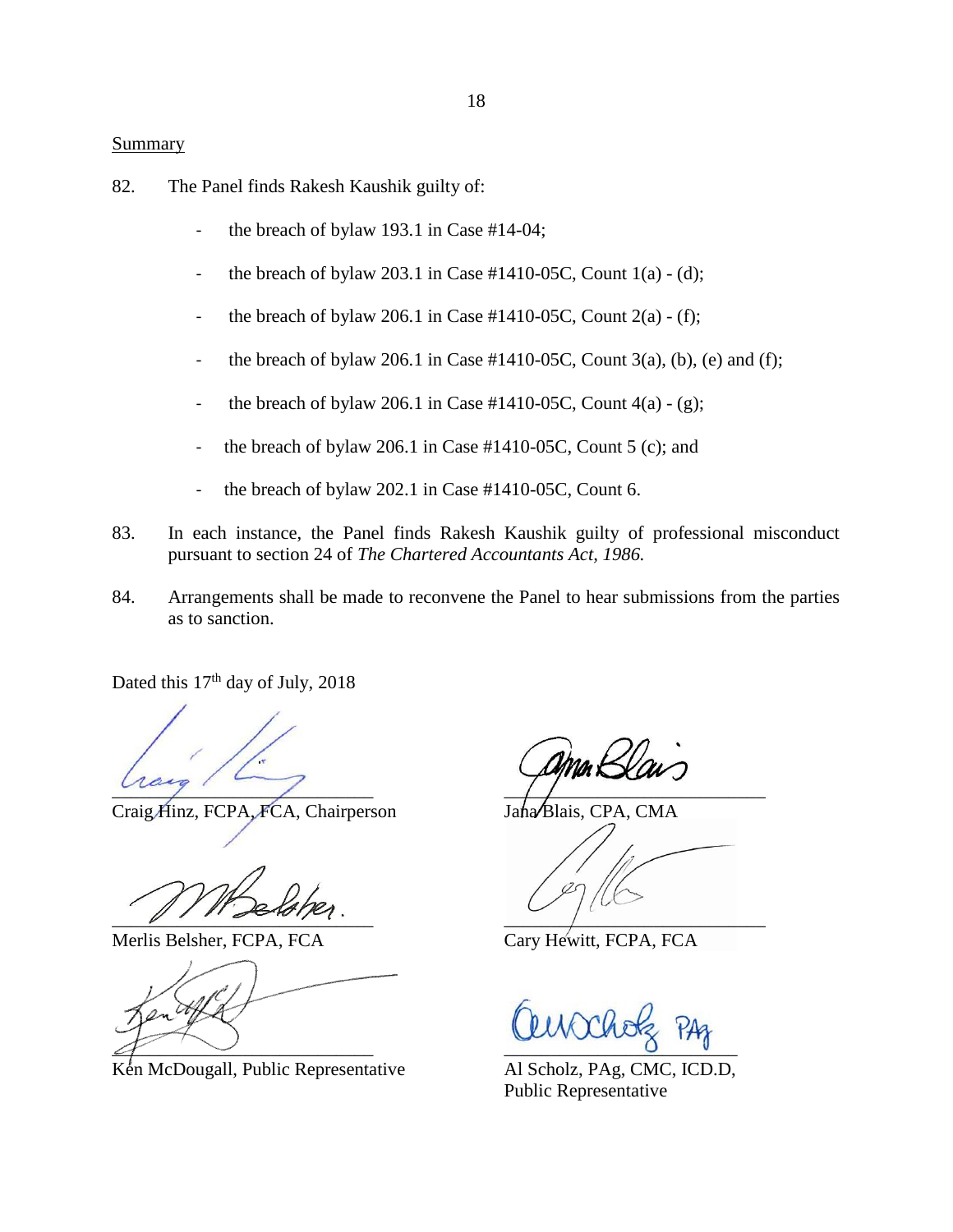Summary

82. The Panel finds Rakesh Kaushik guilty of:

- the breach of bylaw 193.1 in Case #14-04;
- the breach of bylaw 203.1 in Case #1410-05C, Count 1(a) - (d);
- the breach of bylaw 206.1 in Case #1410-05C, Count 2(a) - (f);
- the breach of bylaw 206.1 in Case #1410-05C, Count 3(a), (b), (e) and (f);
- the breach of bylaw 206.1 in Case #1410-05C, Count 4(a) - (g);
- the breach of bylaw 206.1 in Case #1410-05C, Count 5 (c); and
- the breach of bylaw 202.1 in Case #1410-05C, Count 6.

83. In each instance, the Panel finds Rakesh Kaushik guilty of professional misconduct pursuant to section 24 of *The Chartered Accountants Act, 1986.*

84. Arrangements shall be made to reconvene the Panel to hear submissions from the parties as to sanction.

Dated this 17th day of July, 2018

Craig Hinz, FCPA, FCA, Chairperson

Jana Blais, CPA, CMA

Merlis Belsher, FCPA, FCA

Cary Hewitt, FCPA, FCA

Ken McDougall, Public Representative

Al Scholz, PAg, CMC, ICD.D,
Public Representative